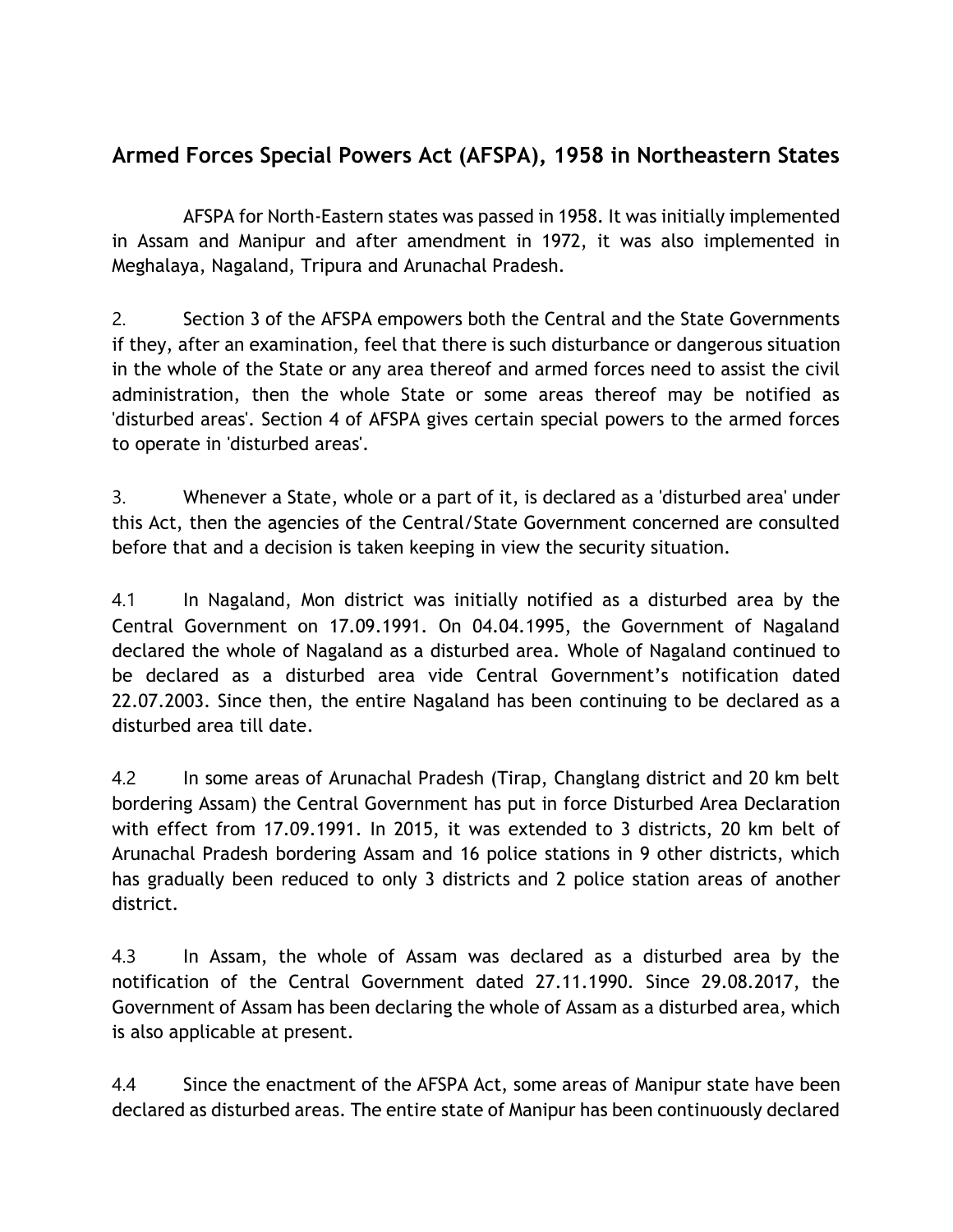## Armed Forces Special Powers Act (AFSPA), 1958 in Northeastern States

AFSPA for North-Eastern states was passed in 1958. It was initially implemented in Assam and Manipur and after amendment in 1972, it was also implemented in Meghalaya, Nagaland, Tripura and Arunachal Pradesh.

2. Section 3 of the AFSPA empowers both the Central and the State Governments if they, after an examination, feel that there is such disturbance or dangerous situation in the whole of the State or any area thereof and armed forces need to assist the civil administration, then the whole State or some areas thereof may be notified as 'disturbed areas'. Section 4 of AFSPA gives certain special powers to the armed forces to operate in 'disturbed areas'.

3. Whenever a State, whole or a part of it, is declared as a 'disturbed area' under this Act, then the agencies of the Central/State Government concerned are consulted before that and a decision is taken keeping in view the security situation.

4.1 In Nagaland, Mon district was initially notified as a disturbed area by the Central Government on 17.09.1991. On 04.04.1995, the Government of Nagaland declared the whole of Nagaland as a disturbed area. Whole of Nagaland continued to be declared as a disturbed area vide Central Government's notification dated 22.07.2003. Since then, the entire Nagaland has been continuing to be declared as a disturbed area till date.

4.2 In some areas of Arunachal Pradesh (Tirap, Changlang district and 20 km belt bordering Assam) the Central Government has put in force Disturbed Area Declaration with effect from 17.09.1991. In 2015, it was extended to 3 districts, 20 km belt of Arunachal Pradesh bordering Assam and 16 police stations in 9 other districts, which has gradually been reduced to only 3 districts and 2 police station areas of another district.

4.3 In Assam, the whole of Assam was declared as a disturbed area by the notification of the Central Government dated 27.11.1990. Since 29.08.2017, the Government of Assam has been declaring the whole of Assam as a disturbed area, which is also applicable at present.

4.4 Since the enactment of the AFSPA Act, some areas of Manipur state have been declared as disturbed areas. The entire state of Manipur has been continuously declared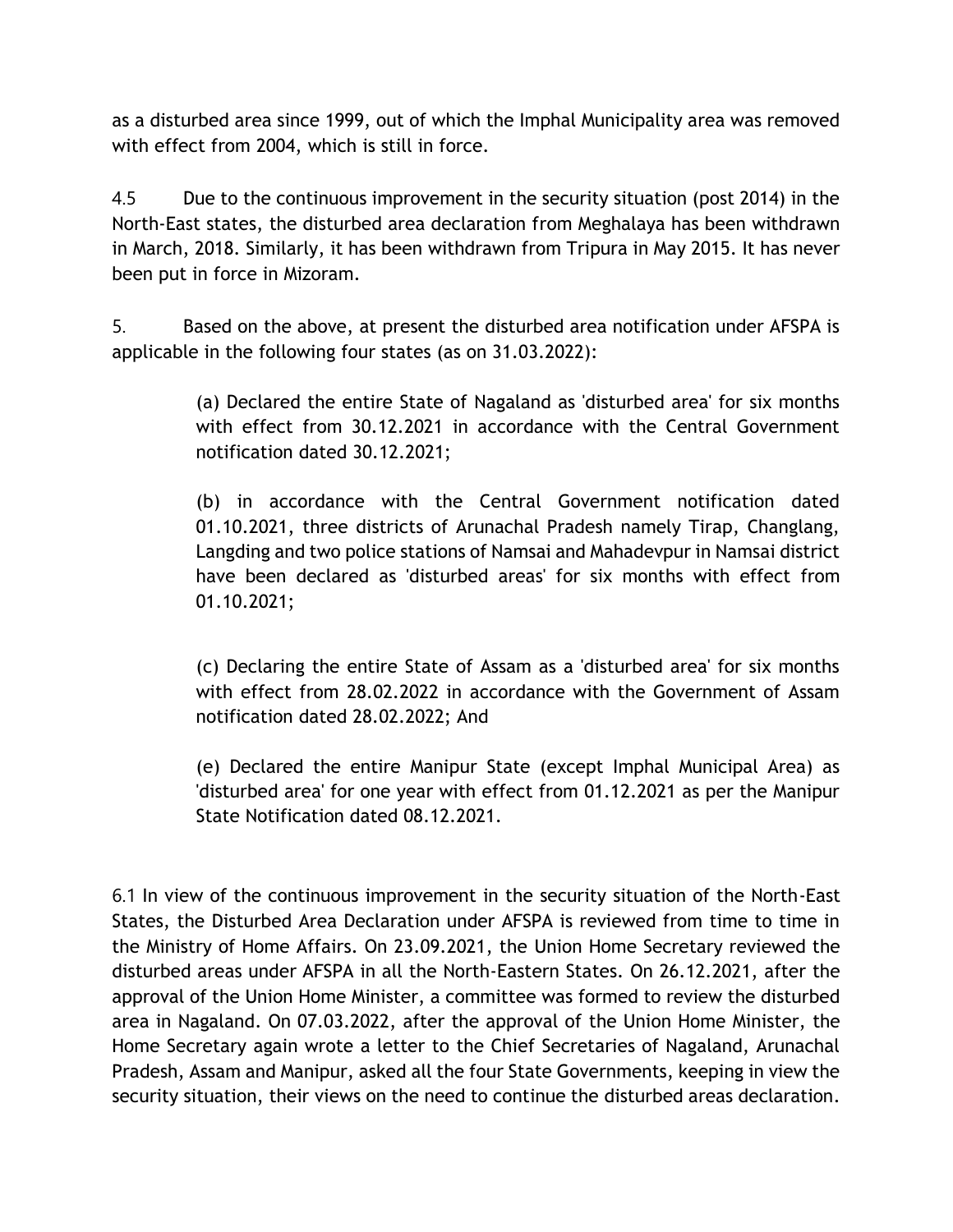as a disturbed area since 1999, out of which the Imphal Municipality area was removed with effect from 2004, which is still in force.

4.5 Due to the continuous improvement in the security situation (post 2014) in the North-East states, the disturbed area declaration from Meghalaya has been withdrawn in March, 2018. Similarly, it has been withdrawn from Tripura in May 2015. It has never been put in force in Mizoram.

5. Based on the above, at present the disturbed area notification under AFSPA is applicable in the following four states (as on 31.03.2022):

> (a) Declared the entire State of Nagaland as 'disturbed area' for six months with effect from 30.12.2021 in accordance with the Central Government notification dated 30.12.2021;
>
> (b) in accordance with the Central Government notification dated 01.10.2021, three districts of Arunachal Pradesh namely Tirap, Changlang, Langding and two police stations of Namsai and Mahadevpur in Namsai district have been declared as 'disturbed areas' for six months with effect from 01.10.2021;
>
> (c) Declaring the entire State of Assam as a 'disturbed area' for six months with effect from 28.02.2022 in accordance with the Government of Assam notification dated 28.02.2022; And
>
> (e) Declared the entire Manipur State (except Imphal Municipal Area) as 'disturbed area' for one year with effect from 01.12.2021 as per the Manipur State Notification dated 08.12.2021.

6.1 In view of the continuous improvement in the security situation of the North-East States, the Disturbed Area Declaration under AFSPA is reviewed from time to time in the Ministry of Home Affairs. On 23.09.2021, the Union Home Secretary reviewed the disturbed areas under AFSPA in all the North-Eastern States. On 26.12.2021, after the approval of the Union Home Minister, a committee was formed to review the disturbed area in Nagaland. On 07.03.2022, after the approval of the Union Home Minister, the Home Secretary again wrote a letter to the Chief Secretaries of Nagaland, Arunachal Pradesh, Assam and Manipur, asked all the four State Governments, keeping in view the security situation, their views on the need to continue the disturbed areas declaration.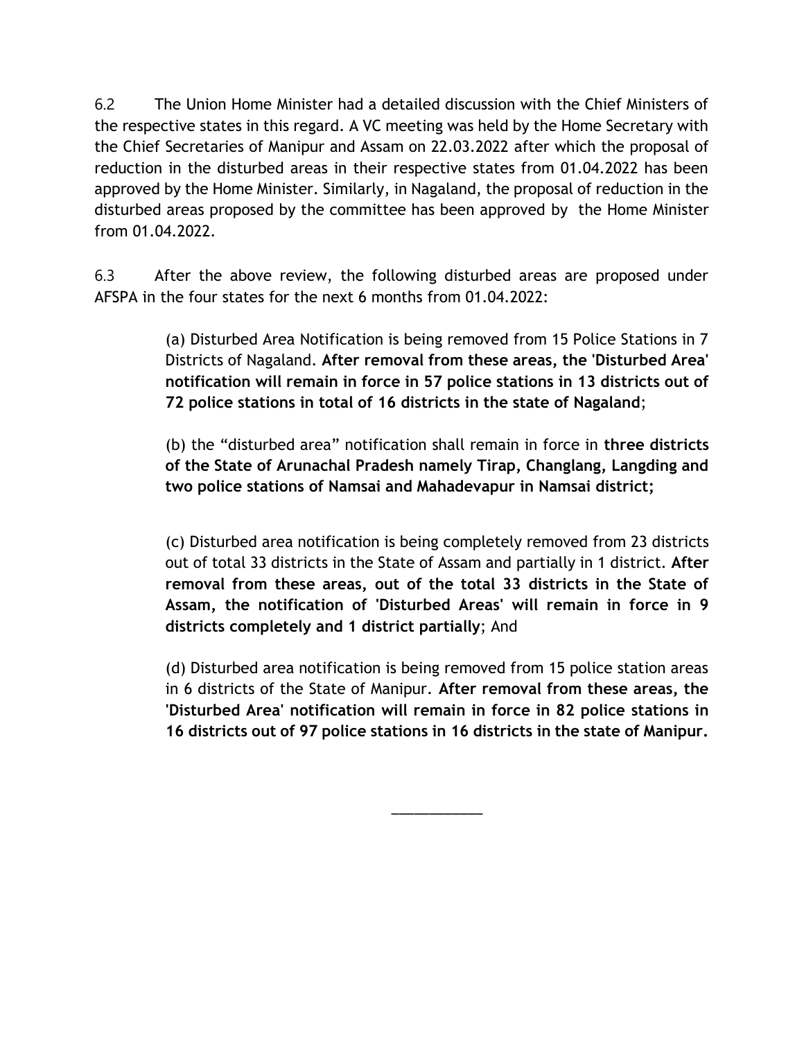6.2 The Union Home Minister had a detailed discussion with the Chief Ministers of the respective states in this regard. A VC meeting was held by the Home Secretary with the Chief Secretaries of Manipur and Assam on 22.03.2022 after which the proposal of reduction in the disturbed areas in their respective states from 01.04.2022 has been approved by the Home Minister. Similarly, in Nagaland, the proposal of reduction in the disturbed areas proposed by the committee has been approved by the Home Minister from 01.04.2022.

6.3 After the above review, the following disturbed areas are proposed under AFSPA in the four states for the next 6 months from 01.04.2022:

(a) Disturbed Area Notification is being removed from 15 Police Stations in 7 Districts of Nagaland. **After removal from these areas, the 'Disturbed Area' notification will remain in force in 57 police stations in 13 districts out of 72 police stations in total of 16 districts in the state of Nagaland**;

(b) the "disturbed area" notification shall remain in force in **three districts of the State of Arunachal Pradesh namely Tirap, Changlang, Langding and two police stations of Namsai and Mahadevapur in Namsai district;**

(c) Disturbed area notification is being completely removed from 23 districts out of total 33 districts in the State of Assam and partially in 1 district. **After removal from these areas, out of the total 33 districts in the State of Assam, the notification of 'Disturbed Areas' will remain in force in 9 districts completely and 1 district partially**; And

(d) Disturbed area notification is being removed from 15 police station areas in 6 districts of the State of Manipur. **After removal from these areas, the 'Disturbed Area' notification will remain in force in 82 police stations in 16 districts out of 97 police stations in 16 districts in the state of Manipur.**

\_\_\_\_\_\_\_\_\_\_\_\_